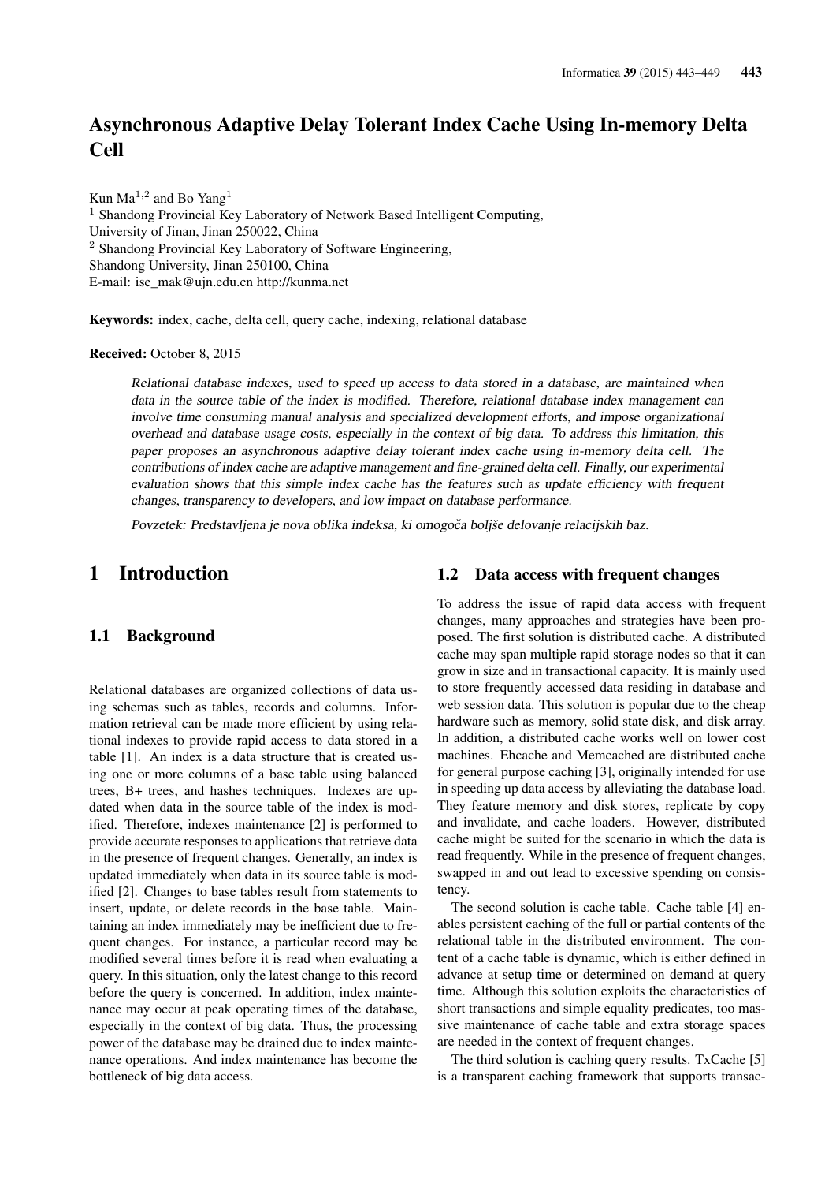# Asynchronous Adaptive Delay Tolerant Index Cache Using In-memory Delta Cell

Kun Ma[1,2] and Bo Yang[1]

[1] Shandong Provincial Key Laboratory of Network Based Intelligent Computing,
University of Jinan, Jinan 250022, China

[2] Shandong Provincial Key Laboratory of Software Engineering,
Shandong University, Jinan 250100, China

E-mail: ise_mak@ujn.edu.cn http://kunma.net

**Keywords:** index, cache, delta cell, query cache, indexing, relational database

**Received:** October 8, 2015

*Relational database indexes, used to speed up access to data stored in a database, are maintained when data in the source table of the index is modified. Therefore, relational database index management can involve time consuming manual analysis and specialized development efforts, and impose organizational overhead and database usage costs, especially in the context of big data. To address this limitation, this paper proposes an asynchronous adaptive delay tolerant index cache using in-memory delta cell. The contributions of index cache are adaptive management and fine-grained delta cell. Finally, our experimental evaluation shows that this simple index cache has the features such as update efficiency with frequent changes, transparency to developers, and low impact on database performance.*

*Povzetek: Predstavljena je nova oblika indeksa, ki omogoča boljše delovanje relacijskih baz.*

## 1 Introduction

### 1.1 Background

Relational databases are organized collections of data using schemas such as tables, records and columns. Information retrieval can be made more efficient by using relational indexes to provide rapid access to data stored in a table [1]. An index is a data structure that is created using one or more columns of a base table using balanced trees, B+ trees, and hashes techniques. Indexes are updated when data in the source table of the index is modified. Therefore, indexes maintenance [2] is performed to provide accurate responses to applications that retrieve data in the presence of frequent changes. Generally, an index is updated immediately when data in its source table is modified [2]. Changes to base tables result from statements to insert, update, or delete records in the base table. Maintaining an index immediately may be inefficient due to frequent changes. For instance, a particular record may be modified several times before it is read when evaluating a query. In this situation, only the latest change to this record before the query is concerned. In addition, index maintenance may occur at peak operating times of the database, especially in the context of big data. Thus, the processing power of the database may be drained due to index maintenance operations. And index maintenance has become the bottleneck of big data access.

### 1.2 Data access with frequent changes

To address the issue of rapid data access with frequent changes, many approaches and strategies have been proposed. The first solution is distributed cache. A distributed cache may span multiple rapid storage nodes so that it can grow in size and in transactional capacity. It is mainly used to store frequently accessed data residing in database and web session data. This solution is popular due to the cheap hardware such as memory, solid state disk, and disk array. In addition, a distributed cache works well on lower cost machines. Ehcache and Memcached are distributed cache for general purpose caching [3], originally intended for use in speeding up data access by alleviating the database load. They feature memory and disk stores, replicate by copy and invalidate, and cache loaders. However, distributed cache might be suited for the scenario in which the data is read frequently. While in the presence of frequent changes, swapped in and out lead to excessive spending on consistency.

The second solution is cache table. Cache table [4] enables persistent caching of the full or partial contents of the relational table in the distributed environment. The content of a cache table is dynamic, which is either defined in advance at setup time or determined on demand at query time. Although this solution exploits the characteristics of short transactions and simple equality predicates, too massive maintenance of cache table and extra storage spaces are needed in the context of frequent changes.

The third solution is caching query results. TxCache [5] is a transparent caching framework that supports transac-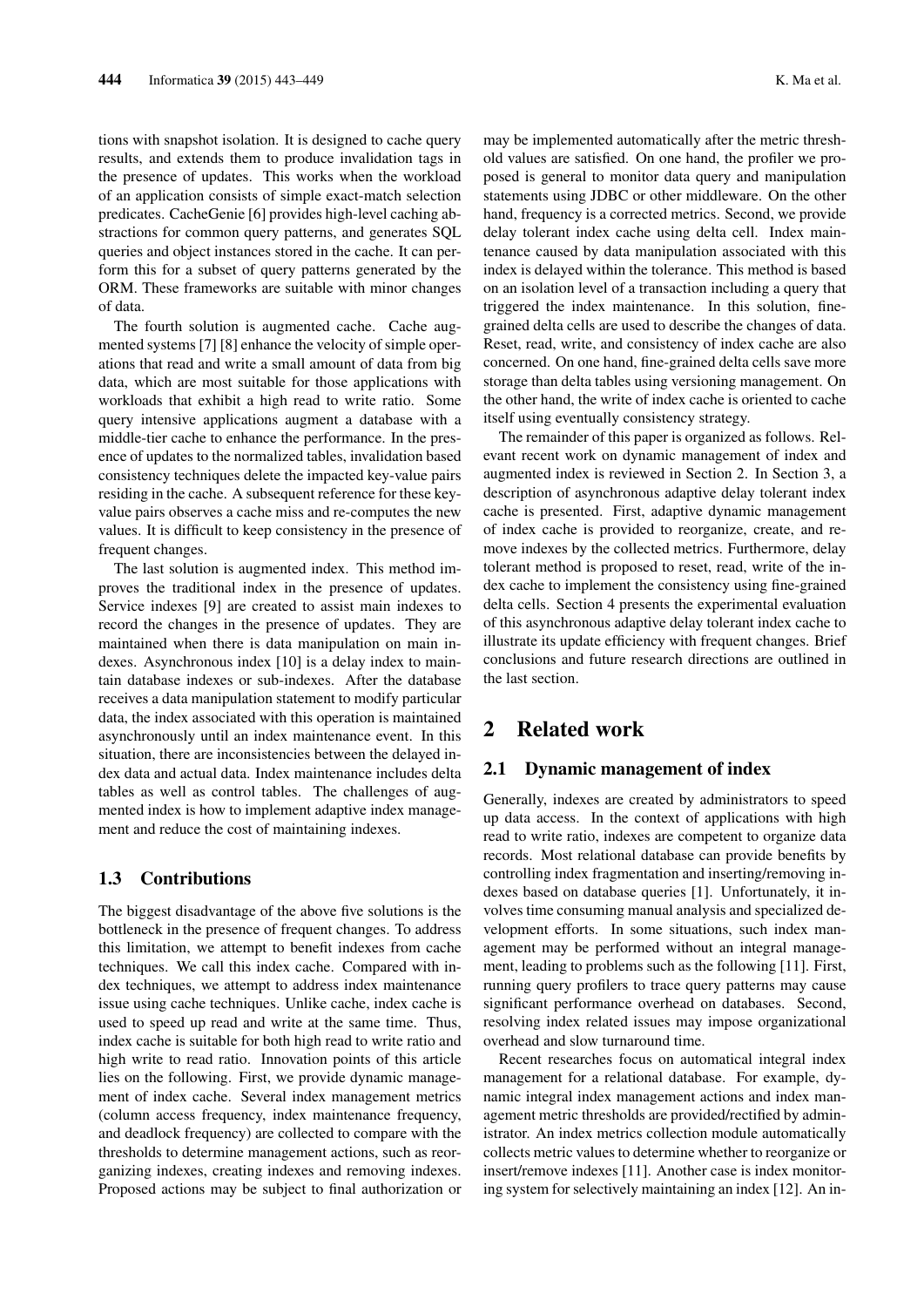tions with snapshot isolation. It is designed to cache query results, and extends them to produce invalidation tags in the presence of updates. This works when the workload of an application consists of simple exact-match selection predicates. CacheGenie [6] provides high-level caching abstractions for common query patterns, and generates SQL queries and object instances stored in the cache. It can perform this for a subset of query patterns generated by the ORM. These frameworks are suitable with minor changes of data.

The fourth solution is augmented cache. Cache augmented systems [7] [8] enhance the velocity of simple operations that read and write a small amount of data from big data, which are most suitable for those applications with workloads that exhibit a high read to write ratio. Some query intensive applications augment a database with a middle-tier cache to enhance the performance. In the presence of updates to the normalized tables, invalidation based consistency techniques delete the impacted key-value pairs residing in the cache. A subsequent reference for these key-value pairs observes a cache miss and re-computes the new values. It is difficult to keep consistency in the presence of frequent changes.

The last solution is augmented index. This method improves the traditional index in the presence of updates. Service indexes [9] are created to assist main indexes to record the changes in the presence of updates. They are maintained when there is data manipulation on main indexes. Asynchronous index [10] is a delay index to maintain database indexes or sub-indexes. After the database receives a data manipulation statement to modify particular data, the index associated with this operation is maintained asynchronously until an index maintenance event. In this situation, there are inconsistencies between the delayed index data and actual data. Index maintenance includes delta tables as well as control tables. The challenges of augmented index is how to implement adaptive index management and reduce the cost of maintaining indexes.

### 1.3 Contributions

The biggest disadvantage of the above five solutions is the bottleneck in the presence of frequent changes. To address this limitation, we attempt to benefit indexes from cache techniques. We call this index cache. Compared with index techniques, we attempt to address index maintenance issue using cache techniques. Unlike cache, index cache is used to speed up read and write at the same time. Thus, index cache is suitable for both high read to write ratio and high write to read ratio. Innovation points of this article lies on the following. First, we provide dynamic management of index cache. Several index management metrics (column access frequency, index maintenance frequency, and deadlock frequency) are collected to compare with the thresholds to determine management actions, such as reorganizing indexes, creating indexes and removing indexes. Proposed actions may be subject to final authorization or may be implemented automatically after the metric threshold values are satisfied. On one hand, the profiler we proposed is general to monitor data query and manipulation statements using JDBC or other middleware. On the other hand, frequency is a corrected metrics. Second, we provide delay tolerant index cache using delta cell. Index maintenance caused by data manipulation associated with this index is delayed within the tolerance. This method is based on an isolation level of a transaction including a query that triggered the index maintenance. In this solution, fine-grained delta cells are used to describe the changes of data. Reset, read, write, and consistency of index cache are also concerned. On one hand, fine-grained delta cells save more storage than delta tables using versioning management. On the other hand, the write of index cache is oriented to cache itself using eventually consistency strategy.

The remainder of this paper is organized as follows. Relevant recent work on dynamic management of index and augmented index is reviewed in Section 2. In Section 3, a description of asynchronous adaptive delay tolerant index cache is presented. First, adaptive dynamic management of index cache is provided to reorganize, create, and remove indexes by the collected metrics. Furthermore, delay tolerant method is proposed to reset, read, write of the index cache to implement the consistency using fine-grained delta cells. Section 4 presents the experimental evaluation of this asynchronous adaptive delay tolerant index cache to illustrate its update efficiency with frequent changes. Brief conclusions and future research directions are outlined in the last section.

## 2 Related work

### 2.1 Dynamic management of index

Generally, indexes are created by administrators to speed up data access. In the context of applications with high read to write ratio, indexes are competent to organize data records. Most relational database can provide benefits by controlling index fragmentation and inserting/removing indexes based on database queries [1]. Unfortunately, it involves time consuming manual analysis and specialized development efforts. In some situations, such index management may be performed without an integral management, leading to problems such as the following [11]. First, running query profilers to trace query patterns may cause significant performance overhead on databases. Second, resolving index related issues may impose organizational overhead and slow turnaround time.

Recent researches focus on automatical integral index management for a relational database. For example, dynamic integral index management actions and index management metric thresholds are provided/rectified by administrator. An index metrics collection module automatically collects metric values to determine whether to reorganize or insert/remove indexes [11]. Another case is index monitoring system for selectively maintaining an index [12]. An in-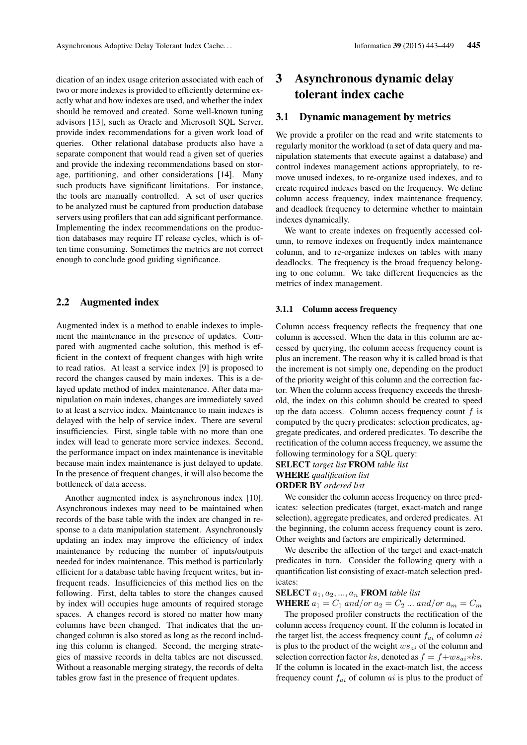dication of an index usage criterion associated with each of two or more indexes is provided to efficiently determine exactly what and how indexes are used, and whether the index should be removed and created. Some well-known tuning advisors [13], such as Oracle and Microsoft SQL Server, provide index recommendations for a given work load of queries. Other relational database products also have a separate component that would read a given set of queries and provide the indexing recommendations based on storage, partitioning, and other considerations [14]. Many such products have significant limitations. For instance, the tools are manually controlled. A set of user queries to be analyzed must be captured from production database servers using profilers that can add significant performance. Implementing the index recommendations on the production databases may require IT release cycles, which is often time consuming. Sometimes the metrics are not correct enough to conclude good guiding significance.

### 2.2 Augmented index

Augmented index is a method to enable indexes to implement the maintenance in the presence of updates. Compared with augmented cache solution, this method is efficient in the context of frequent changes with high write to read ratios. At least a service index [9] is proposed to record the changes caused by main indexes. This is a delayed update method of index maintenance. After data manipulation on main indexes, changes are immediately saved to at least a service index. Maintenance to main indexes is delayed with the help of service index. There are several insufficiencies. First, single table with no more than one index will lead to generate more service indexes. Second, the performance impact on index maintenance is inevitable because main index maintenance is just delayed to update. In the presence of frequent changes, it will also become the bottleneck of data access.

Another augmented index is asynchronous index [10]. Asynchronous indexes may need to be maintained when records of the base table with the index are changed in response to a data manipulation statement. Asynchronously updating an index may improve the efficiency of index maintenance by reducing the number of inputs/outputs needed for index maintenance. This method is particularly efficient for a database table having frequent writes, but infrequent reads. Insufficiencies of this method lies on the following. First, delta tables to store the changes caused by index will occupies huge amounts of required storage spaces. A changes record is stored no matter how many columns have been changed. That indicates that the unchanged column is also stored as long as the record including this column is changed. Second, the merging strategies of massive records in delta tables are not discussed. Without a reasonable merging strategy, the records of delta tables grow fast in the presence of frequent updates.

## 3 Asynchronous dynamic delay tolerant index cache

### 3.1 Dynamic management by metrics

We provide a profiler on the read and write statements to regularly monitor the workload (a set of data query and manipulation statements that execute against a database) and control indexes management actions appropriately, to remove unused indexes, to re-organize used indexes, and to create required indexes based on the frequency. We define column access frequency, index maintenance frequency, and deadlock frequency to determine whether to maintain indexes dynamically.

We want to create indexes on frequently accessed column, to remove indexes on frequently index maintenance column, and to re-organize indexes on tables with many deadlocks. The frequency is the broad frequency belonging to one column. We take different frequencies as the metrics of index management.

#### 3.1.1 Column access frequency

Column access frequency reflects the frequency that one column is accessed. When the data in this column are accessed by querying, the column access frequency count is plus an increment. The reason why it is called broad is that the increment is not simply one, depending on the product of the priority weight of this column and the correction factor. When the column access frequency exceeds the threshold, the index on this column should be created to speed up the data access. Column access frequency count $f$ is computed by the query predicates: selection predicates, aggregate predicates, and ordered predicates. To describe the rectification of the column access frequency, we assume the following terminology for a SQL query:

**SELECT** *target list* **FROM** *table list*
**WHERE** *qualification list*
**ORDER BY** *ordered list*

We consider the column access frequency on three predicates: selection predicates (target, exact-match and range selection), aggregate predicates, and ordered predicates. At the beginning, the column access frequency count is zero. Other weights and factors are empirically determined.

We describe the affection of the target and exact-match predicates in turn. Consider the following query with a quantification list consisting of exact-match selection predicates:

**SELECT** $a_1, a_2, ..., a_n$ **FROM** *table list*
**WHERE** $a_1 = C_1 \ and/or \ a_2 = C_2 \ ... \ and/or \ a_m = C_m$

The proposed profiler constructs the rectification of the column access frequency count. If the column is located in the target list, the access frequency count $f_{ai}$ of column $ai$ is plus to the product of the weight $ws_{ai}$ of the column and selection correction factor $ks$, denoted as $f = f + ws_{ai} * ks$. If the column is located in the exact-match list, the access frequency count $f_{ai}$ of column $ai$ is plus to the product of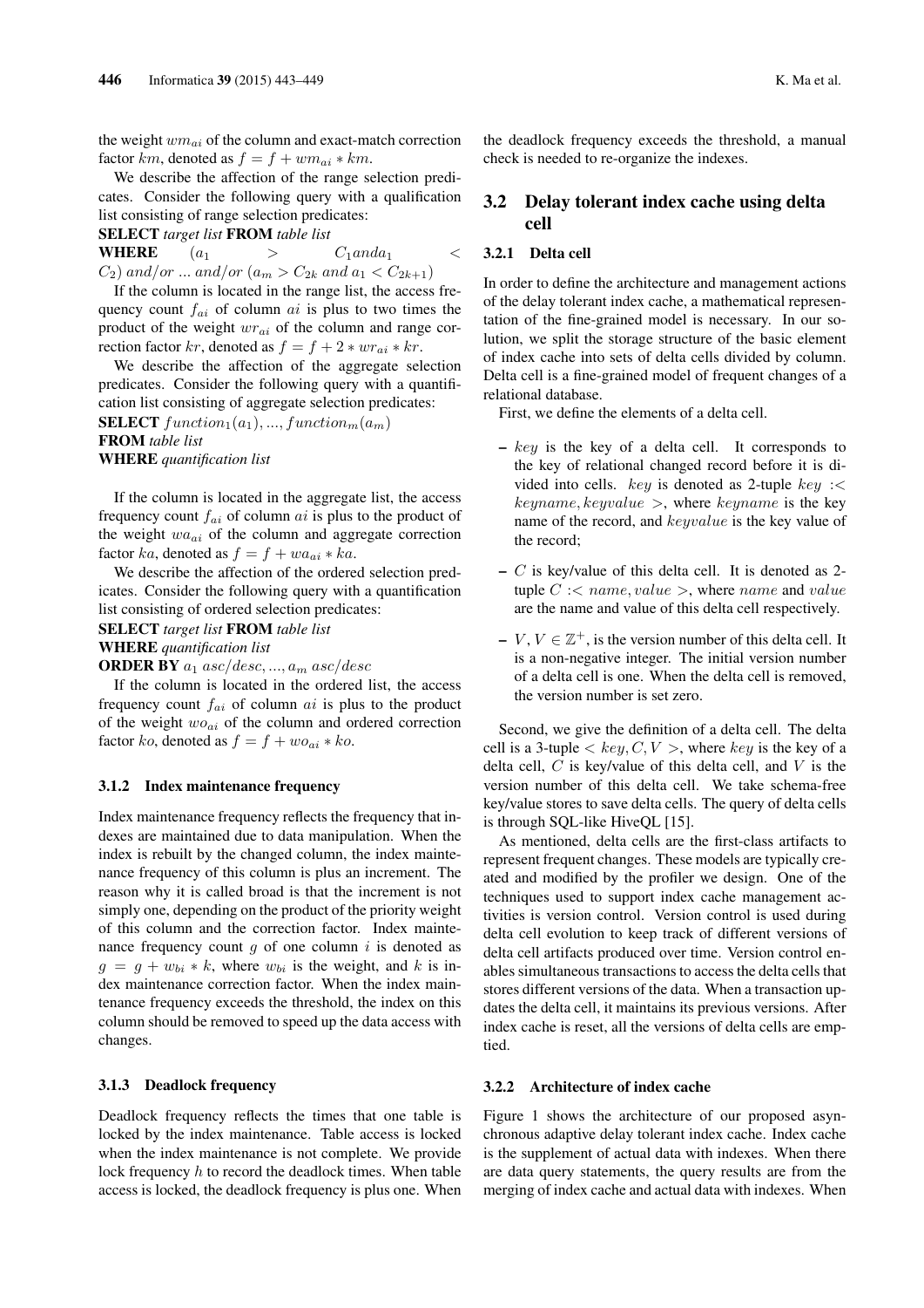the weight $wm_{ai}$ of the column and exact-match correction factor $km$, denoted as $f = f + wm_{ai} * km$.

We describe the affection of the range selection predicates. Consider the following query with a qualification list consisting of range selection predicates:

**SELECT** *target list* **FROM** *table list*
**WHERE** $(a_1 > C_1 and a_1 < C_2)$ $and/or$ ... $and/or$ $(a_m > C_{2k}$ $and$ $a_1 < C_{2k+1})$

If the column is located in the range list, the access frequency count $f_{ai}$ of column $ai$ is plus to two times the product of the weight $wr_{ai}$ of the column and range correction factor $kr$, denoted as $f = f + 2 * wr_{ai} * kr$.

We describe the affection of the aggregate selection predicates. Consider the following query with a quantification list consisting of aggregate selection predicates:

**SELECT** $function_1(a_1), ..., function_m(a_m)$
**FROM** *table list*
**WHERE** *quantification list*

If the column is located in the aggregate list, the access frequency count $f_{ai}$ of column $ai$ is plus to the product of the weight $wa_{ai}$ of the column and aggregate correction factor $ka$, denoted as $f = f + wa_{ai} * ka$.

We describe the affection of the ordered selection predicates. Consider the following query with a quantification list consisting of ordered selection predicates:

**SELECT** *target list* **FROM** *table list*
**WHERE** *quantification list*
**ORDER BY** $a_1$ $asc/desc, ..., a_m$ $asc/desc$

If the column is located in the ordered list, the access frequency count $f_{ai}$ of column $ai$ is plus to the product of the weight $wo_{ai}$ of the column and ordered correction factor $ko$, denoted as $f = f + wo_{ai} * ko$.

#### 3.1.2 Index maintenance frequency

Index maintenance frequency reflects the frequency that indexes are maintained due to data manipulation. When the index is rebuilt by the changed column, the index maintenance frequency of this column is plus an increment. The reason why it is called broad is that the increment is not simply one, depending on the product of the priority weight of this column and the correction factor. Index maintenance frequency count $g$ of one column $i$ is denoted as $g = g + w_{bi} * k$, where $w_{bi}$ is the weight, and $k$ is index maintenance correction factor. When the index maintenance frequency exceeds the threshold, the index on this column should be removed to speed up the data access with changes.

#### 3.1.3 Deadlock frequency

Deadlock frequency reflects the times that one table is locked by the index maintenance. Table access is locked when the index maintenance is not complete. We provide lock frequency $h$ to record the deadlock times. When table access is locked, the deadlock frequency is plus one. When the deadlock frequency exceeds the threshold, a manual check is needed to re-organize the indexes.

### 3.2 Delay tolerant index cache using delta cell

#### 3.2.1 Delta cell

In order to define the architecture and management actions of the delay tolerant index cache, a mathematical representation of the fine-grained model is necessary. In our solution, we split the storage structure of the basic element of index cache into sets of delta cells divided by column. Delta cell is a fine-grained model of frequent changes of a relational database.

First, we define the elements of a delta cell.

- $key$ is the key of a delta cell. It corresponds to the key of relational changed record before it is divided into cells. $key$ is denoted as 2-tuple $key :< keyname, keyvalue >$, where $keyname$ is the key name of the record, and $keyvalue$ is the key value of the record;
- $C$ is key/value of this delta cell. It is denoted as 2-tuple $C :< name, value >$, where $name$ and $value$ are the name and value of this delta cell respectively.
- $V, V \in \mathbb{Z}^+$, is the version number of this delta cell. It is a non-negative integer. The initial version number of a delta cell is one. When the delta cell is removed, the version number is set zero.

Second, we give the definition of a delta cell. The delta cell is a 3-tuple $< key, C, V >$, where $key$ is the key of a delta cell, $C$ is key/value of this delta cell, and $V$ is the version number of this delta cell. We take schema-free key/value stores to save delta cells. The query of delta cells is through SQL-like HiveQL [15].

As mentioned, delta cells are the first-class artifacts to represent frequent changes. These models are typically created and modified by the profiler we design. One of the techniques used to support index cache management activities is version control. Version control is used during delta cell evolution to keep track of different versions of delta cell artifacts produced over time. Version control enables simultaneous transactions to access the delta cells that stores different versions of the data. When a transaction updates the delta cell, it maintains its previous versions. After index cache is reset, all the versions of delta cells are emptied.

#### 3.2.2 Architecture of index cache

Figure 1 shows the architecture of our proposed asynchronous adaptive delay tolerant index cache. Index cache is the supplement of actual data with indexes. When there are data query statements, the query results are from the merging of index cache and actual data with indexes. When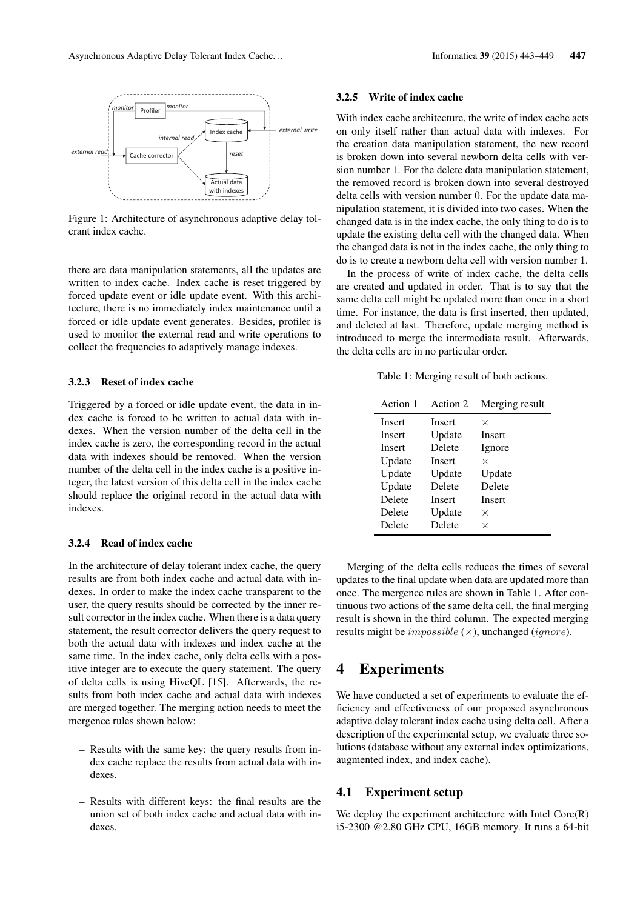Figure 1: Architecture of asynchronous adaptive delay tolerant index cache.

there are data manipulation statements, all the updates are written to index cache. Index cache is reset triggered by forced update event or idle update event. With this architecture, there is no immediately index maintenance until a forced or idle update event generates. Besides, profiler is used to monitor the external read and write operations to collect the frequencies to adaptively manage indexes.

#### 3.2.3 Reset of index cache

Triggered by a forced or idle update event, the data in index cache is forced to be written to actual data with indexes. When the version number of the delta cell in the index cache is zero, the corresponding record in the actual data with indexes should be removed. When the version number of the delta cell in the index cache is a positive integer, the latest version of this delta cell in the index cache should replace the original record in the actual data with indexes.

#### 3.2.4 Read of index cache

In the architecture of delay tolerant index cache, the query results are from both index cache and actual data with indexes. In order to make the index cache transparent to the user, the query results should be corrected by the inner result corrector in the index cache. When there is a data query statement, the result corrector delivers the query request to both the actual data with indexes and index cache at the same time. In the index cache, only delta cells with a positive integer are to execute the query statement. The query of delta cells is using HiveQL [15]. Afterwards, the results from both index cache and actual data with indexes are merged together. The merging action needs to meet the mergence rules shown below:

- Results with the same key: the query results from index cache replace the results from actual data with indexes.
- Results with different keys: the final results are the union set of both index cache and actual data with indexes.

#### 3.2.5 Write of index cache

With index cache architecture, the write of index cache acts on only itself rather than actual data with indexes. For the creation data manipulation statement, the new record is broken down into several newborn delta cells with version number 1. For the delete data manipulation statement, the removed record is broken down into several destroyed delta cells with version number 0. For the update data manipulation statement, it is divided into two cases. When the changed data is in the index cache, the only thing to do is to update the existing delta cell with the changed data. When the changed data is not in the index cache, the only thing to do is to create a newborn delta cell with version number 1.

In the process of write of index cache, the delta cells are created and updated in order. That is to say that the same delta cell might be updated more than once in a short time. For instance, the data is first inserted, then updated, and deleted at last. Therefore, update merging method is introduced to merge the intermediate result. Afterwards, the delta cells are in no particular order.

Table 1: Merging result of both actions.

| Action 1 | Action 2 | Merging result |
|---|---|---|
| Insert | Insert | × |
| Insert | Update | Insert |
| Insert | Delete | Ignore |
| Update | Insert | × |
| Update | Update | Update |
| Update | Delete | Delete |
| Delete | Insert | Insert |
| Delete | Update | × |
| Delete | Delete | × |

Merging of the delta cells reduces the times of several updates to the final update when data are updated more than once. The mergence rules are shown in Table 1. After continuous two actions of the same delta cell, the final merging result is shown in the third column. The expected merging results might be $impossible$ (×), unchanged ($ignore$).

# 4 Experiments

We have conducted a set of experiments to evaluate the efficiency and effectiveness of our proposed asynchronous adaptive delay tolerant index cache using delta cell. After a description of the experimental setup, we evaluate three solutions (database without any external index optimizations, augmented index, and index cache).

## 4.1 Experiment setup

We deploy the experiment architecture with Intel Core(R) i5-2300 @2.80 GHz CPU, 16GB memory. It runs a 64-bit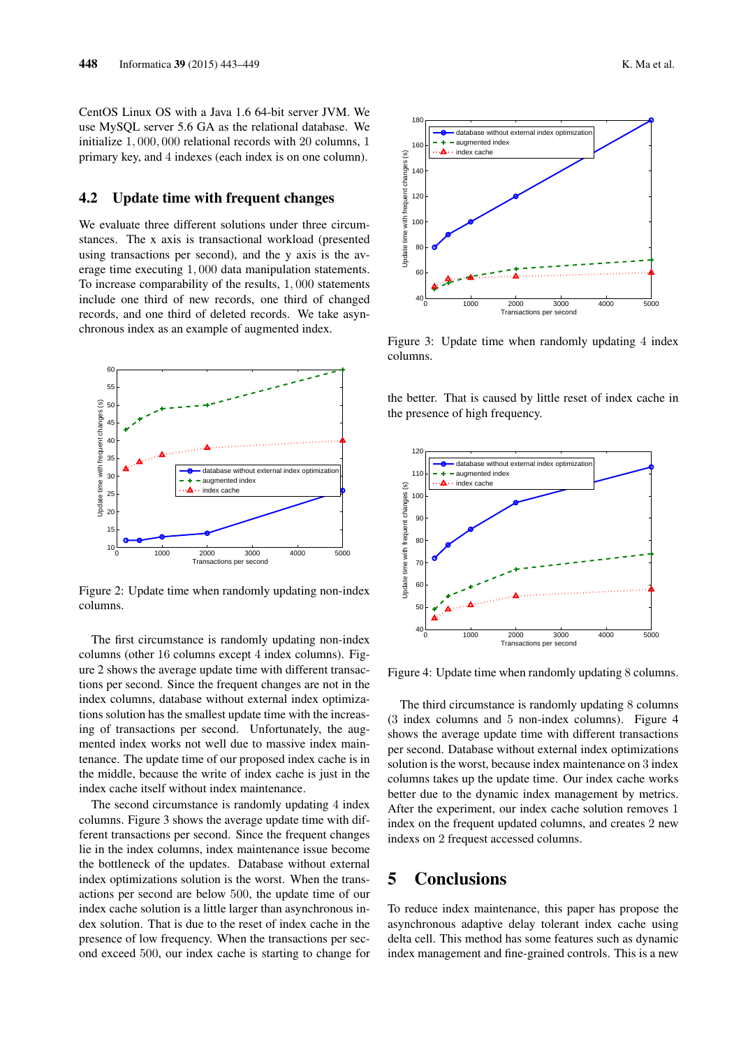CentOS Linux OS with a Java 1.6 64-bit server JVM. We use MySQL server 5.6 GA as the relational database. We initialize $1,000,000$ relational records with $20$ columns, $1$ primary key, and $4$ indexes (each index is on one column).

## 4.2 Update time with frequent changes

We evaluate three different solutions under three circumstances. The x axis is transactional workload (presented using transactions per second), and the y axis is the average time executing $1,000$ data manipulation statements. To increase comparability of the results, $1,000$ statements include one third of new records, one third of changed records, and one third of deleted records. We take asynchronous index as an example of augmented index.

Figure 2: Update time when randomly updating non-index columns.

The first circumstance is randomly updating non-index columns (other $16$ columns except $4$ index columns). Figure 2 shows the average update time with different transactions per second. Since the frequent changes are not in the index columns, database without external index optimizations solution has the smallest update time with the increasing of transactions per second. Unfortunately, the augmented index works not well due to massive index maintenance. The update time of our proposed index cache is in the middle, because the write of index cache is just in the index cache itself without index maintenance.

The second circumstance is randomly updating $4$ index columns. Figure 3 shows the average update time with different transactions per second. Since the frequent changes lie in the index columns, index maintenance issue become the bottleneck of the updates. Database without external index optimizations solution is the worst. When the transactions per second are below $500$, the update time of our index cache solution is a little larger than asynchronous index solution. That is due to the reset of index cache in the presence of low frequency. When the transactions per second exceed $500$, our index cache is starting to change for the better. That is caused by little reset of index cache in the presence of high frequency.

Figure 3: Update time when randomly updating $4$ index columns.

Figure 4: Update time when randomly updating $8$ columns.

The third circumstance is randomly updating $8$ columns ($3$ index columns and $5$ non-index columns). Figure 4 shows the average update time with different transactions per second. Database without external index optimizations solution is the worst, because index maintenance on $3$ index columns takes up the update time. Our index cache works better due to the dynamic index management by metrics. After the experiment, our index cache solution removes $1$ index on the frequent updated columns, and creates $2$ new indexs on $2$ frequest accessed columns.

# 5 Conclusions

To reduce index maintenance, this paper has propose the asynchronous adaptive delay tolerant index cache using delta cell. This method has some features such as dynamic index management and fine-grained controls. This is a new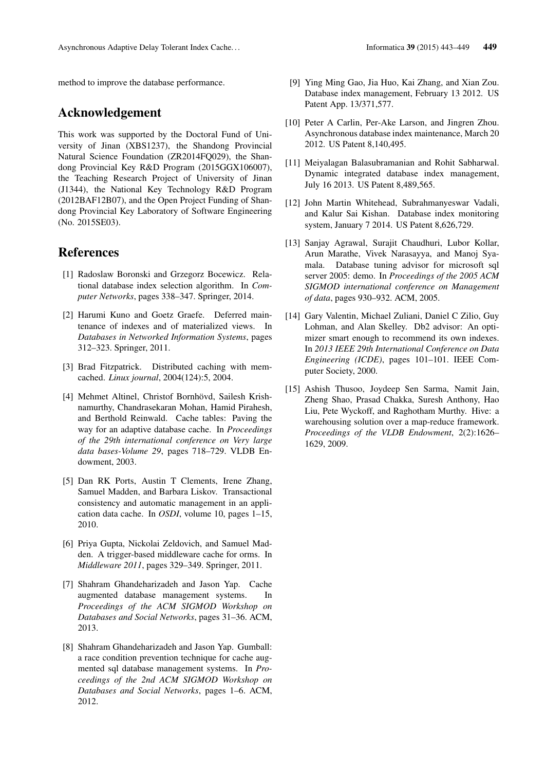method to improve the database performance.

## Acknowledgement

This work was supported by the Doctoral Fund of University of Jinan (XBS1237), the Shandong Provincial Natural Science Foundation (ZR2014FQ029), the Shandong Provincial Key R&D Program (2015GGX106007), the Teaching Research Project of University of Jinan (J1344), the National Key Technology R&D Program (2012BAF12B07), and the Open Project Funding of Shandong Provincial Key Laboratory of Software Engineering (No. 2015SE03).

## References

[1] Radoslaw Boronski and Grzegorz Bocewicz. Relational database index selection algorithm. In *Computer Networks*, pages 338–347. Springer, 2014.

[2] Harumi Kuno and Goetz Graefe. Deferred maintenance of indexes and of materialized views. In *Databases in Networked Information Systems*, pages 312–323. Springer, 2011.

[3] Brad Fitzpatrick. Distributed caching with memcached. *Linux journal*, 2004(124):5, 2004.

[4] Mehmet Altinel, Christof Bornhövd, Sailesh Krishnamurthy, Chandrasekaran Mohan, Hamid Pirahesh, and Berthold Reinwald. Cache tables: Paving the way for an adaptive database cache. In *Proceedings of the 29th international conference on Very large data bases-Volume 29*, pages 718–729. VLDB Endowment, 2003.

[5] Dan RK Ports, Austin T Clements, Irene Zhang, Samuel Madden, and Barbara Liskov. Transactional consistency and automatic management in an application data cache. In *OSDI*, volume 10, pages 1–15, 2010.

[6] Priya Gupta, Nickolai Zeldovich, and Samuel Madden. A trigger-based middleware cache for orms. In *Middleware 2011*, pages 329–349. Springer, 2011.

[7] Shahram Ghandeharizadeh and Jason Yap. Cache augmented database management systems. In *Proceedings of the ACM SIGMOD Workshop on Databases and Social Networks*, pages 31–36. ACM, 2013.

[8] Shahram Ghandeharizadeh and Jason Yap. Gumball: a race condition prevention technique for cache augmented sql database management systems. In *Proceedings of the 2nd ACM SIGMOD Workshop on Databases and Social Networks*, pages 1–6. ACM, 2012.

[9] Ying Ming Gao, Jia Huo, Kai Zhang, and Xian Zou. Database index management, February 13 2012. US Patent App. 13/371,577.

[10] Peter A Carlin, Per-Ake Larson, and Jingren Zhou. Asynchronous database index maintenance, March 20 2012. US Patent 8,140,495.

[11] Meiyalagan Balasubramanian and Rohit Sabharwal. Dynamic integrated database index management, July 16 2013. US Patent 8,489,565.

[12] John Martin Whitehead, Subrahmanyeswar Vadali, and Kalur Sai Kishan. Database index monitoring system, January 7 2014. US Patent 8,626,729.

[13] Sanjay Agrawal, Surajit Chaudhuri, Lubor Kollar, Arun Marathe, Vivek Narasayya, and Manoj Syamala. Database tuning advisor for microsoft sql server 2005: demo. In *Proceedings of the 2005 ACM SIGMOD international conference on Management of data*, pages 930–932. ACM, 2005.

[14] Gary Valentin, Michael Zuliani, Daniel C Zilio, Guy Lohman, and Alan Skelley. Db2 advisor: An optimizer smart enough to recommend its own indexes. In *2013 IEEE 29th International Conference on Data Engineering (ICDE)*, pages 101–101. IEEE Computer Society, 2000.

[15] Ashish Thusoo, Joydeep Sen Sarma, Namit Jain, Zheng Shao, Prasad Chakka, Suresh Anthony, Hao Liu, Pete Wyckoff, and Raghotham Murthy. Hive: a warehousing solution over a map-reduce framework. *Proceedings of the VLDB Endowment*, 2(2):1626–1629, 2009.